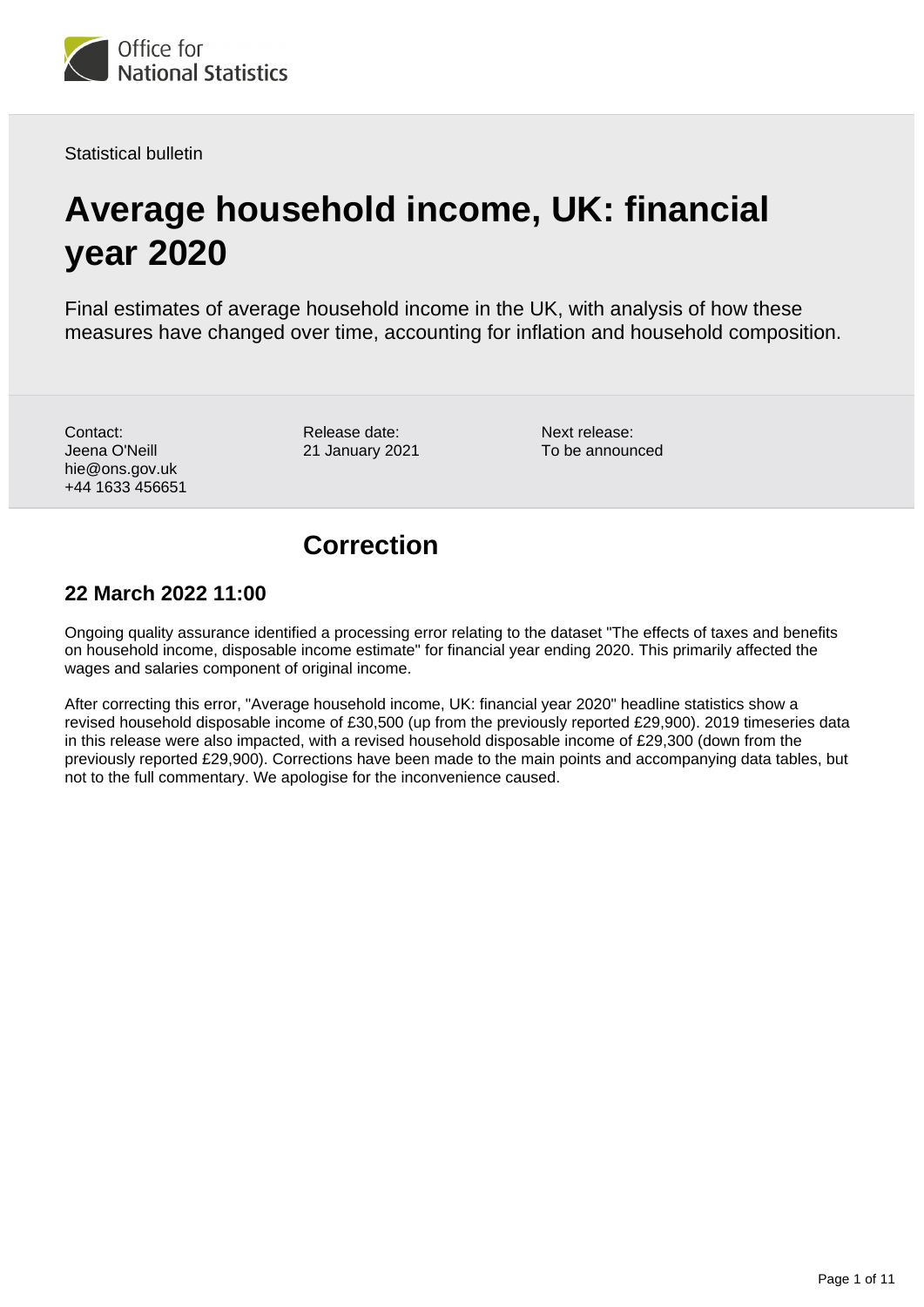Office for National Statistics

Statistical bulletin

# Average household income, UK: financial year 2020

Final estimates of average household income in the UK, with analysis of how these measures have changed over time, accounting for inflation and household composition.

Contact:
Jeena O'Neill
hie@ons.gov.uk
+44 1633 456651

Release date:
21 January 2021

Next release:
To be announced

## Correction

### 22 March 2022 11:00

Ongoing quality assurance identified a processing error relating to the dataset "The effects of taxes and benefits on household income, disposable income estimate" for financial year ending 2020. This primarily affected the wages and salaries component of original income.

After correcting this error, "Average household income, UK: financial year 2020" headline statistics show a revised household disposable income of £30,500 (up from the previously reported £29,900). 2019 timeseries data in this release were also impacted, with a revised household disposable income of £29,300 (down from the previously reported £29,900). Corrections have been made to the main points and accompanying data tables, but not to the full commentary. We apologise for the inconvenience caused.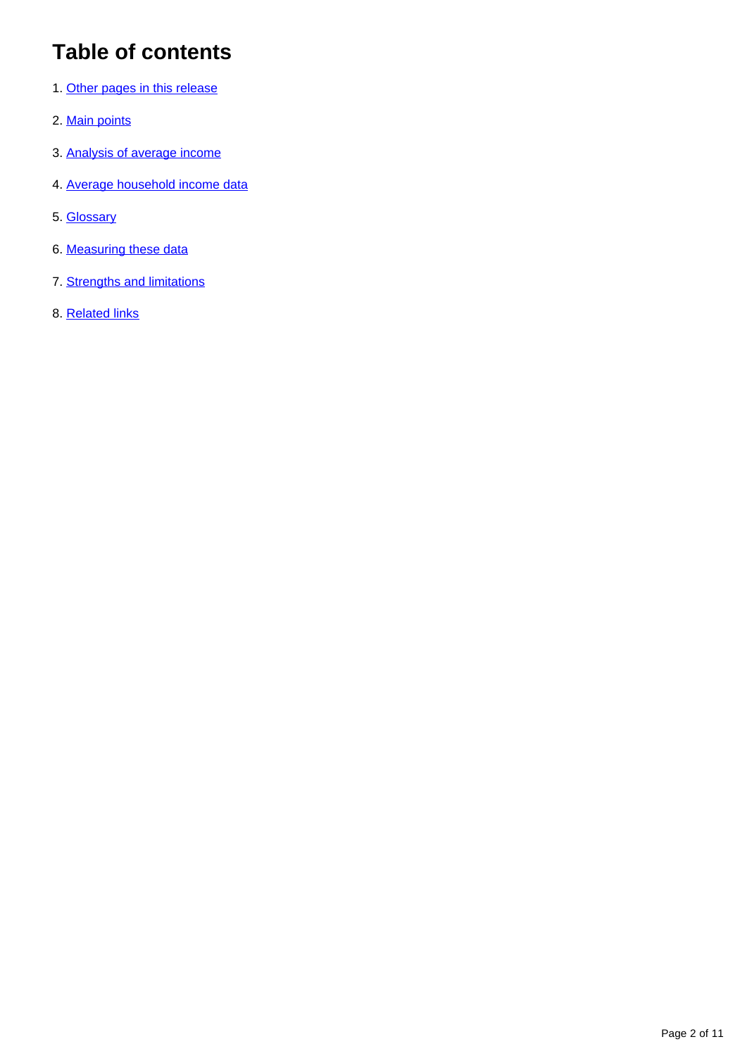## Table of contents

1. Other pages in this release
2. Main points
3. Analysis of average income
4. Average household income data
5. Glossary
6. Measuring these data
7. Strengths and limitations
8. Related links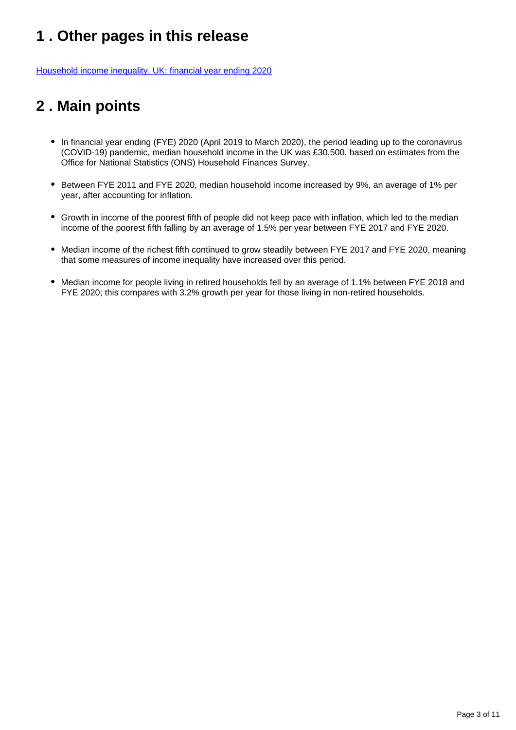## 1 . Other pages in this release

[Household income inequality, UK: financial year ending 2020]

## 2 . Main points

- In financial year ending (FYE) 2020 (April 2019 to March 2020), the period leading up to the coronavirus (COVID-19) pandemic, median household income in the UK was £30,500, based on estimates from the Office for National Statistics (ONS) Household Finances Survey.
- Between FYE 2011 and FYE 2020, median household income increased by 9%, an average of 1% per year, after accounting for inflation.
- Growth in income of the poorest fifth of people did not keep pace with inflation, which led to the median income of the poorest fifth falling by an average of 1.5% per year between FYE 2017 and FYE 2020.
- Median income of the richest fifth continued to grow steadily between FYE 2017 and FYE 2020, meaning that some measures of income inequality have increased over this period.
- Median income for people living in retired households fell by an average of 1.1% between FYE 2018 and FYE 2020; this compares with 3.2% growth per year for those living in non-retired households.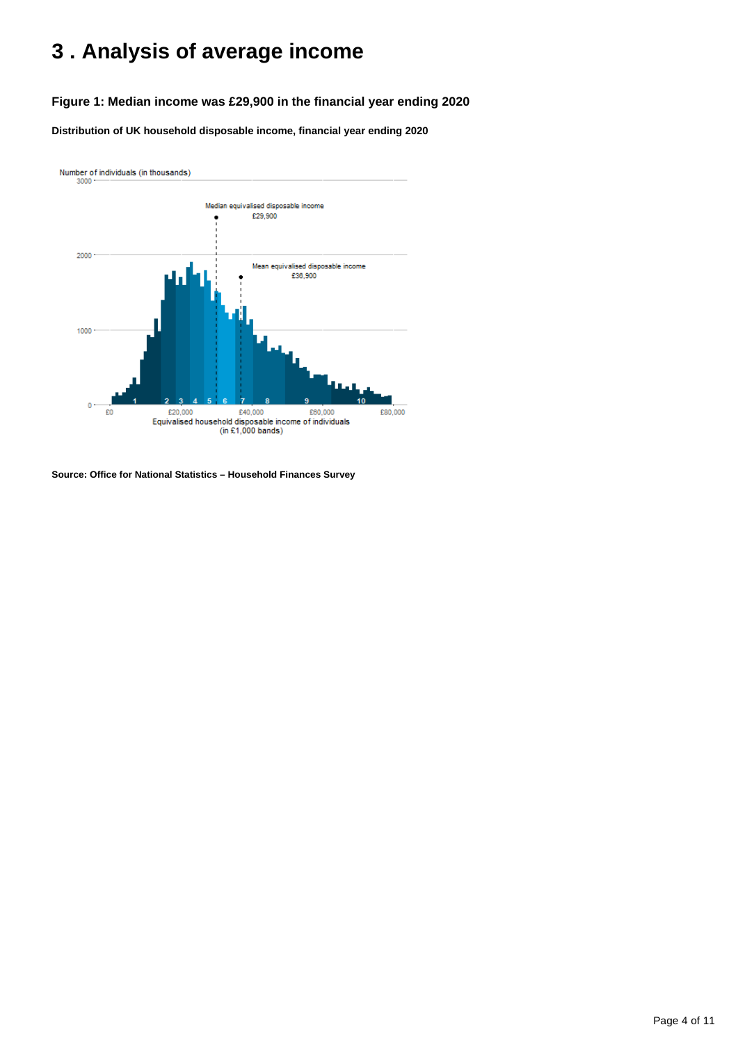# 3 . Analysis of average income

### Figure 1: Median income was £29,900 in the financial year ending 2020

**Distribution of UK household disposable income, financial year ending 2020**

**Source: Office for National Statistics – Household Finances Survey**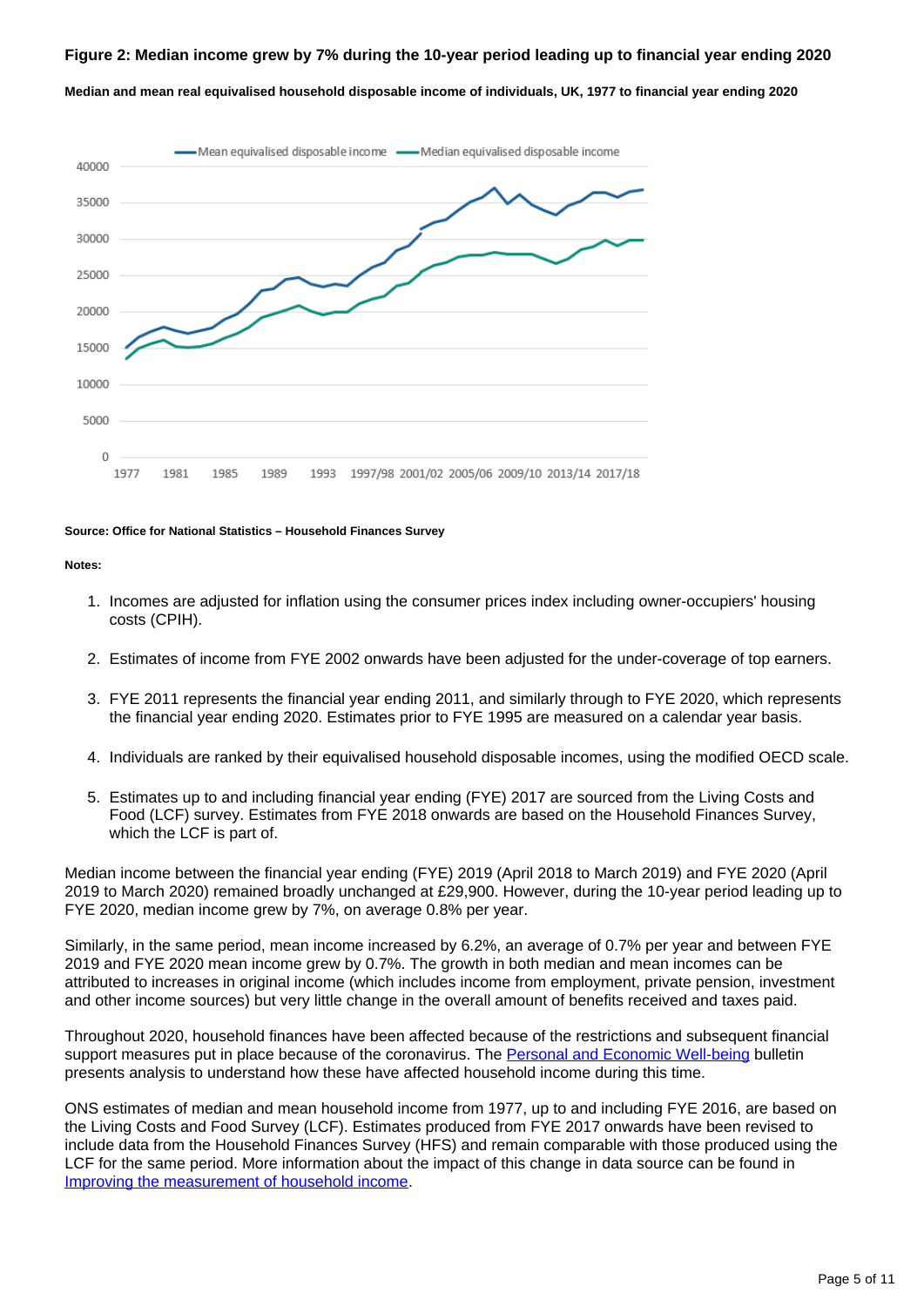### Figure 2: Median income grew by 7% during the 10-year period leading up to financial year ending 2020

**Median and mean real equivalised household disposable income of individuals, UK, 1977 to financial year ending 2020**

**Source: Office for National Statistics – Household Finances Survey**

**Notes:**

1. Incomes are adjusted for inflation using the consumer prices index including owner-occupiers' housing costs (CPIH).
2. Estimates of income from FYE 2002 onwards have been adjusted for the under-coverage of top earners.
3. FYE 2011 represents the financial year ending 2011, and similarly through to FYE 2020, which represents the financial year ending 2020. Estimates prior to FYE 1995 are measured on a calendar year basis.
4. Individuals are ranked by their equivalised household disposable incomes, using the modified OECD scale.
5. Estimates up to and including financial year ending (FYE) 2017 are sourced from the Living Costs and Food (LCF) survey. Estimates from FYE 2018 onwards are based on the Household Finances Survey, which the LCF is part of.

Median income between the financial year ending (FYE) 2019 (April 2018 to March 2019) and FYE 2020 (April 2019 to March 2020) remained broadly unchanged at £29,900. However, during the 10-year period leading up to FYE 2020, median income grew by 7%, on average 0.8% per year.

Similarly, in the same period, mean income increased by 6.2%, an average of 0.7% per year and between FYE 2019 and FYE 2020 mean income grew by 0.7%. The growth in both median and mean incomes can be attributed to increases in original income (which includes income from employment, private pension, investment and other income sources) but very little change in the overall amount of benefits received and taxes paid.

Throughout 2020, household finances have been affected because of the restrictions and subsequent financial support measures put in place because of the coronavirus. The [Personal and Economic Well-being](#) bulletin presents analysis to understand how these have affected household income during this time.

ONS estimates of median and mean household income from 1977, up to and including FYE 2016, are based on the Living Costs and Food Survey (LCF). Estimates produced from FYE 2017 onwards have been revised to include data from the Household Finances Survey (HFS) and remain comparable with those produced using the LCF for the same period. More information about the impact of this change in data source can be found in [Improving the measurement of household income](#).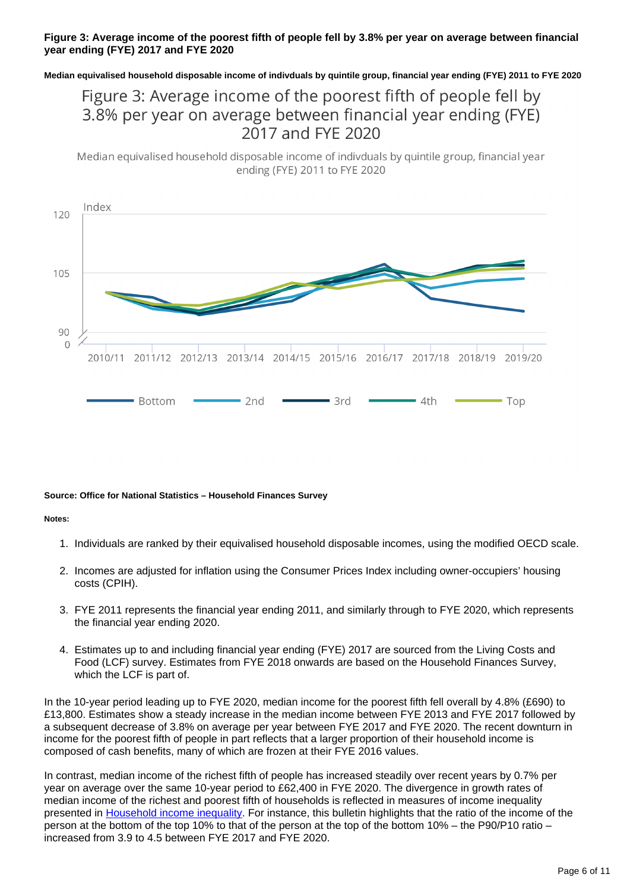**Figure 3: Average income of the poorest fifth of people fell by 3.8% per year on average between financial year ending (FYE) 2017 and FYE 2020**

**Median equivalised household disposable income of indivduals by quintile group, financial year ending (FYE) 2011 to FYE 2020**

**Source: Office for National Statistics – Household Finances Survey**

**Notes:**

1. Individuals are ranked by their equivalised household disposable incomes, using the modified OECD scale.
2. Incomes are adjusted for inflation using the Consumer Prices Index including owner-occupiers' housing costs (CPIH).
3. FYE 2011 represents the financial year ending 2011, and similarly through to FYE 2020, which represents the financial year ending 2020.
4. Estimates up to and including financial year ending (FYE) 2017 are sourced from the Living Costs and Food (LCF) survey. Estimates from FYE 2018 onwards are based on the Household Finances Survey, which the LCF is part of.

In the 10-year period leading up to FYE 2020, median income for the poorest fifth fell overall by 4.8% (£690) to £13,800. Estimates show a steady increase in the median income between FYE 2013 and FYE 2017 followed by a subsequent decrease of 3.8% on average per year between FYE 2017 and FYE 2020. The recent downturn in income for the poorest fifth of people in part reflects that a larger proportion of their household income is composed of cash benefits, many of which are frozen at their FYE 2016 values.

In contrast, median income of the richest fifth of people has increased steadily over recent years by 0.7% per year on average over the same 10-year period to £62,400 in FYE 2020. The divergence in growth rates of median income of the richest and poorest fifth of households is reflected in measures of income inequality presented in [Household income inequality](). For instance, this bulletin highlights that the ratio of the income of the person at the bottom of the top 10% to that of the person at the top of the bottom 10% – the P90/P10 ratio – increased from 3.9 to 4.5 between FYE 2017 and FYE 2020.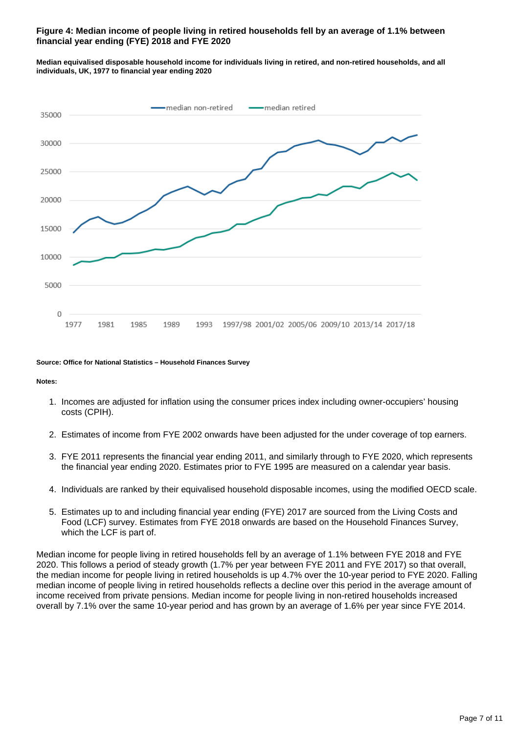### Figure 4: Median income of people living in retired households fell by an average of 1.1% between financial year ending (FYE) 2018 and FYE 2020

**Median equivalised disposable household income for individuals living in retired, and non-retired households, and all individuals, UK, 1977 to financial year ending 2020**

**Source: Office for National Statistics – Household Finances Survey**

**Notes:**

1. Incomes are adjusted for inflation using the consumer prices index including owner-occupiers' housing costs (CPIH).
2. Estimates of income from FYE 2002 onwards have been adjusted for the under coverage of top earners.
3. FYE 2011 represents the financial year ending 2011, and similarly through to FYE 2020, which represents the financial year ending 2020. Estimates prior to FYE 1995 are measured on a calendar year basis.
4. Individuals are ranked by their equivalised household disposable incomes, using the modified OECD scale.
5. Estimates up to and including financial year ending (FYE) 2017 are sourced from the Living Costs and Food (LCF) survey. Estimates from FYE 2018 onwards are based on the Household Finances Survey, which the LCF is part of.

Median income for people living in retired households fell by an average of 1.1% between FYE 2018 and FYE 2020. This follows a period of steady growth (1.7% per year between FYE 2011 and FYE 2017) so that overall, the median income for people living in retired households is up 4.7% over the 10-year period to FYE 2020. Falling median income of people living in retired households reflects a decline over this period in the average amount of income received from private pensions. Median income for people living in non-retired households increased overall by 7.1% over the same 10-year period and has grown by an average of 1.6% per year since FYE 2014.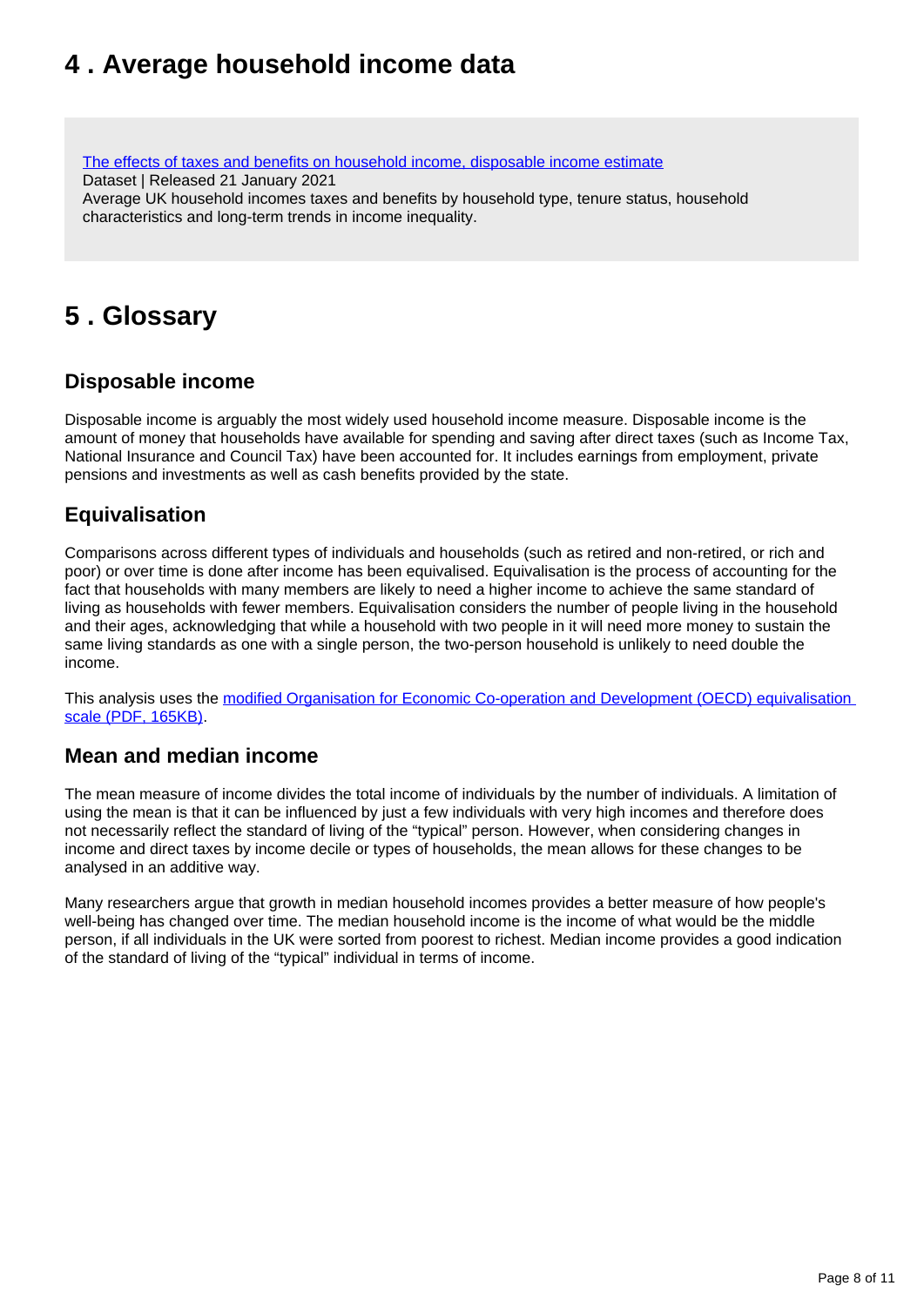## 4 . Average household income data

[The effects of taxes and benefits on household income, disposable income estimate](#)
Dataset | Released 21 January 2021
Average UK household incomes taxes and benefits by household type, tenure status, household characteristics and long-term trends in income inequality.

## 5 . Glossary

### Disposable income

Disposable income is arguably the most widely used household income measure. Disposable income is the amount of money that households have available for spending and saving after direct taxes (such as Income Tax, National Insurance and Council Tax) have been accounted for. It includes earnings from employment, private pensions and investments as well as cash benefits provided by the state.

### Equivalisation

Comparisons across different types of individuals and households (such as retired and non-retired, or rich and poor) or over time is done after income has been equivalised. Equivalisation is the process of accounting for the fact that households with many members are likely to need a higher income to achieve the same standard of living as households with fewer members. Equivalisation considers the number of people living in the household and their ages, acknowledging that while a household with two people in it will need more money to sustain the same living standards as one with a single person, the two-person household is unlikely to need double the income.

This analysis uses the [modified Organisation for Economic Co-operation and Development (OECD) equivalisation scale (PDF, 165KB)](#).

### Mean and median income

The mean measure of income divides the total income of individuals by the number of individuals. A limitation of using the mean is that it can be influenced by just a few individuals with very high incomes and therefore does not necessarily reflect the standard of living of the "typical" person. However, when considering changes in income and direct taxes by income decile or types of households, the mean allows for these changes to be analysed in an additive way.

Many researchers argue that growth in median household incomes provides a better measure of how people's well-being has changed over time. The median household income is the income of what would be the middle person, if all individuals in the UK were sorted from poorest to richest. Median income provides a good indication of the standard of living of the "typical" individual in terms of income.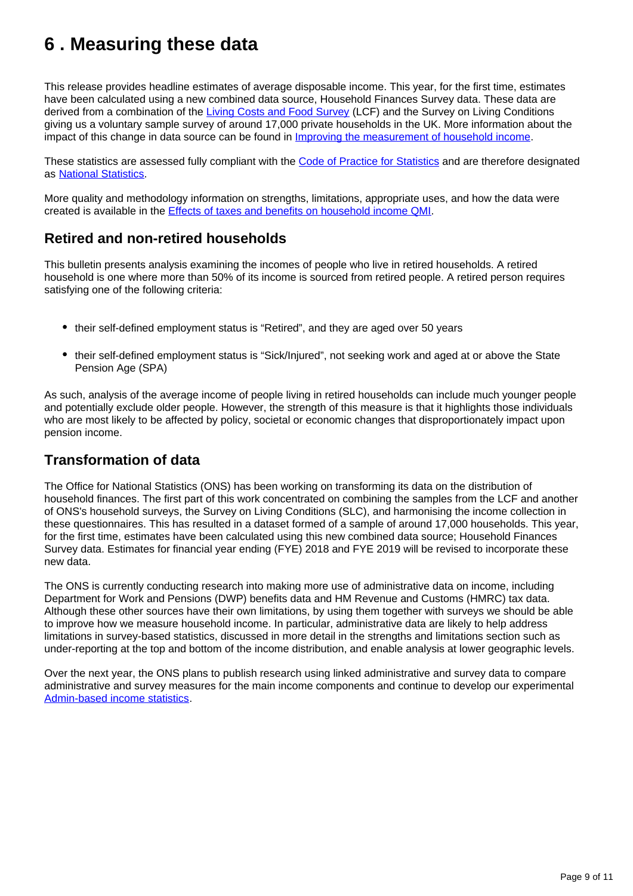# 6 . Measuring these data

This release provides headline estimates of average disposable income. This year, for the first time, estimates have been calculated using a new combined data source, Household Finances Survey data. These data are derived from a combination of the [Living Costs and Food Survey](#) (LCF) and the Survey on Living Conditions giving us a voluntary sample survey of around 17,000 private households in the UK. More information about the impact of this change in data source can be found in [Improving the measurement of household income](#).

These statistics are assessed fully compliant with the [Code of Practice for Statistics](#) and are therefore designated as [National Statistics](#).

More quality and methodology information on strengths, limitations, appropriate uses, and how the data were created is available in the [Effects of taxes and benefits on household income QMI](#).

## Retired and non-retired households

This bulletin presents analysis examining the incomes of people who live in retired households. A retired household is one where more than 50% of its income is sourced from retired people. A retired person requires satisfying one of the following criteria:

- their self-defined employment status is "Retired", and they are aged over 50 years
- their self-defined employment status is "Sick/Injured", not seeking work and aged at or above the State Pension Age (SPA)

As such, analysis of the average income of people living in retired households can include much younger people and potentially exclude older people. However, the strength of this measure is that it highlights those individuals who are most likely to be affected by policy, societal or economic changes that disproportionately impact upon pension income.

## Transformation of data

The Office for National Statistics (ONS) has been working on transforming its data on the distribution of household finances. The first part of this work concentrated on combining the samples from the LCF and another of ONS's household surveys, the Survey on Living Conditions (SLC), and harmonising the income collection in these questionnaires. This has resulted in a dataset formed of a sample of around 17,000 households. This year, for the first time, estimates have been calculated using this new combined data source; Household Finances Survey data. Estimates for financial year ending (FYE) 2018 and FYE 2019 will be revised to incorporate these new data.

The ONS is currently conducting research into making more use of administrative data on income, including Department for Work and Pensions (DWP) benefits data and HM Revenue and Customs (HMRC) tax data. Although these other sources have their own limitations, by using them together with surveys we should be able to improve how we measure household income. In particular, administrative data are likely to help address limitations in survey-based statistics, discussed in more detail in the strengths and limitations section such as under-reporting at the top and bottom of the income distribution, and enable analysis at lower geographic levels.

Over the next year, the ONS plans to publish research using linked administrative and survey data to compare administrative and survey measures for the main income components and continue to develop our experimental [Admin-based income statistics](#).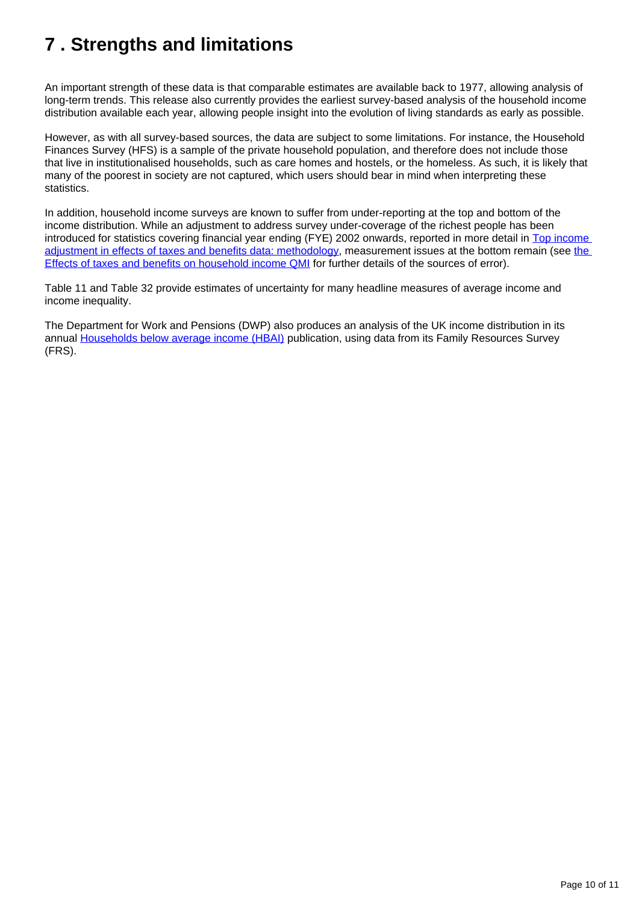# 7 . Strengths and limitations

An important strength of these data is that comparable estimates are available back to 1977, allowing analysis of long-term trends. This release also currently provides the earliest survey-based analysis of the household income distribution available each year, allowing people insight into the evolution of living standards as early as possible.

However, as with all survey-based sources, the data are subject to some limitations. For instance, the Household Finances Survey (HFS) is a sample of the private household population, and therefore does not include those that live in institutionalised households, such as care homes and hostels, or the homeless. As such, it is likely that many of the poorest in society are not captured, which users should bear in mind when interpreting these statistics.

In addition, household income surveys are known to suffer from under-reporting at the top and bottom of the income distribution. While an adjustment to address survey under-coverage of the richest people has been introduced for statistics covering financial year ending (FYE) 2002 onwards, reported in more detail in Top income adjustment in effects of taxes and benefits data: methodology, measurement issues at the bottom remain (see the Effects of taxes and benefits on household income QMI for further details of the sources of error).

Table 11 and Table 32 provide estimates of uncertainty for many headline measures of average income and income inequality.

The Department for Work and Pensions (DWP) also produces an analysis of the UK income distribution in its annual Households below average income (HBAI) publication, using data from its Family Resources Survey (FRS).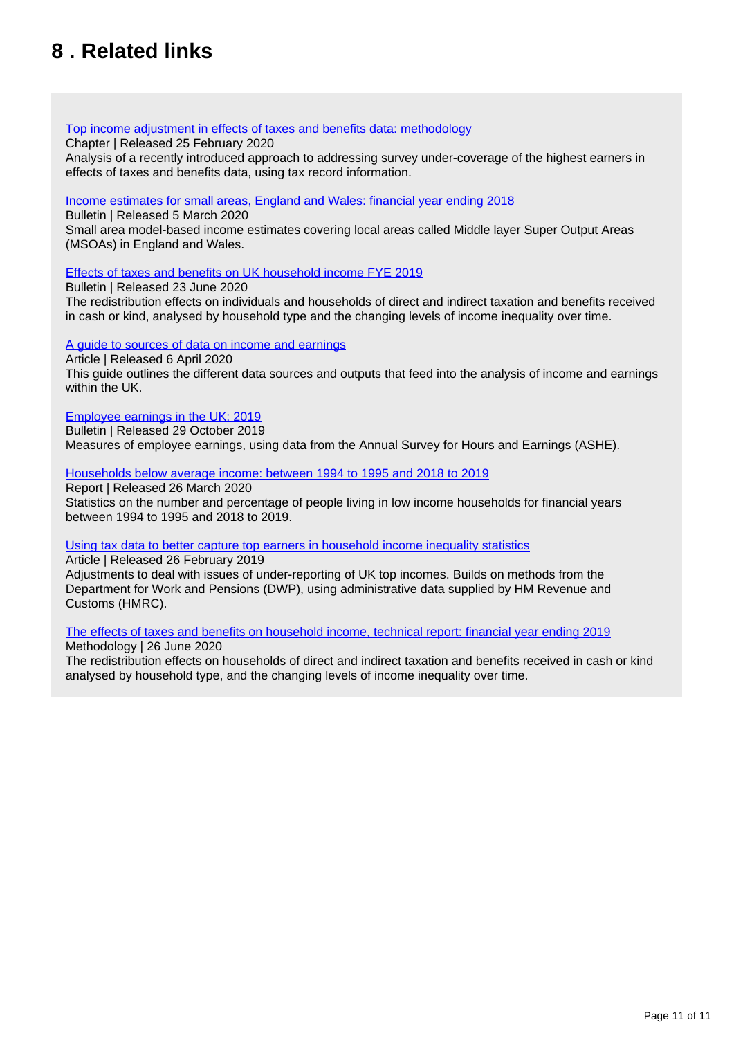# 8 . Related links

[Top income adjustment in effects of taxes and benefits data: methodology](#)
Chapter | Released 25 February 2020
Analysis of a recently introduced approach to addressing survey under-coverage of the highest earners in effects of taxes and benefits data, using tax record information.

[Income estimates for small areas, England and Wales: financial year ending 2018](#)
Bulletin | Released 5 March 2020
Small area model-based income estimates covering local areas called Middle layer Super Output Areas (MSOAs) in England and Wales.

[Effects of taxes and benefits on UK household income FYE 2019](#)
Bulletin | Released 23 June 2020
The redistribution effects on individuals and households of direct and indirect taxation and benefits received in cash or kind, analysed by household type and the changing levels of income inequality over time.

[A guide to sources of data on income and earnings](#)
Article | Released 6 April 2020
This guide outlines the different data sources and outputs that feed into the analysis of income and earnings within the UK.

[Employee earnings in the UK: 2019](#)
Bulletin | Released 29 October 2019
Measures of employee earnings, using data from the Annual Survey for Hours and Earnings (ASHE).

[Households below average income: between 1994 to 1995 and 2018 to 2019](#)
Report | Released 26 March 2020
Statistics on the number and percentage of people living in low income households for financial years between 1994 to 1995 and 2018 to 2019.

[Using tax data to better capture top earners in household income inequality statistics](#)
Article | Released 26 February 2019
Adjustments to deal with issues of under-reporting of UK top incomes. Builds on methods from the Department for Work and Pensions (DWP), using administrative data supplied by HM Revenue and Customs (HMRC).

[The effects of taxes and benefits on household income, technical report: financial year ending 2019](#)
Methodology | 26 June 2020
The redistribution effects on households of direct and indirect taxation and benefits received in cash or kind analysed by household type, and the changing levels of income inequality over time.